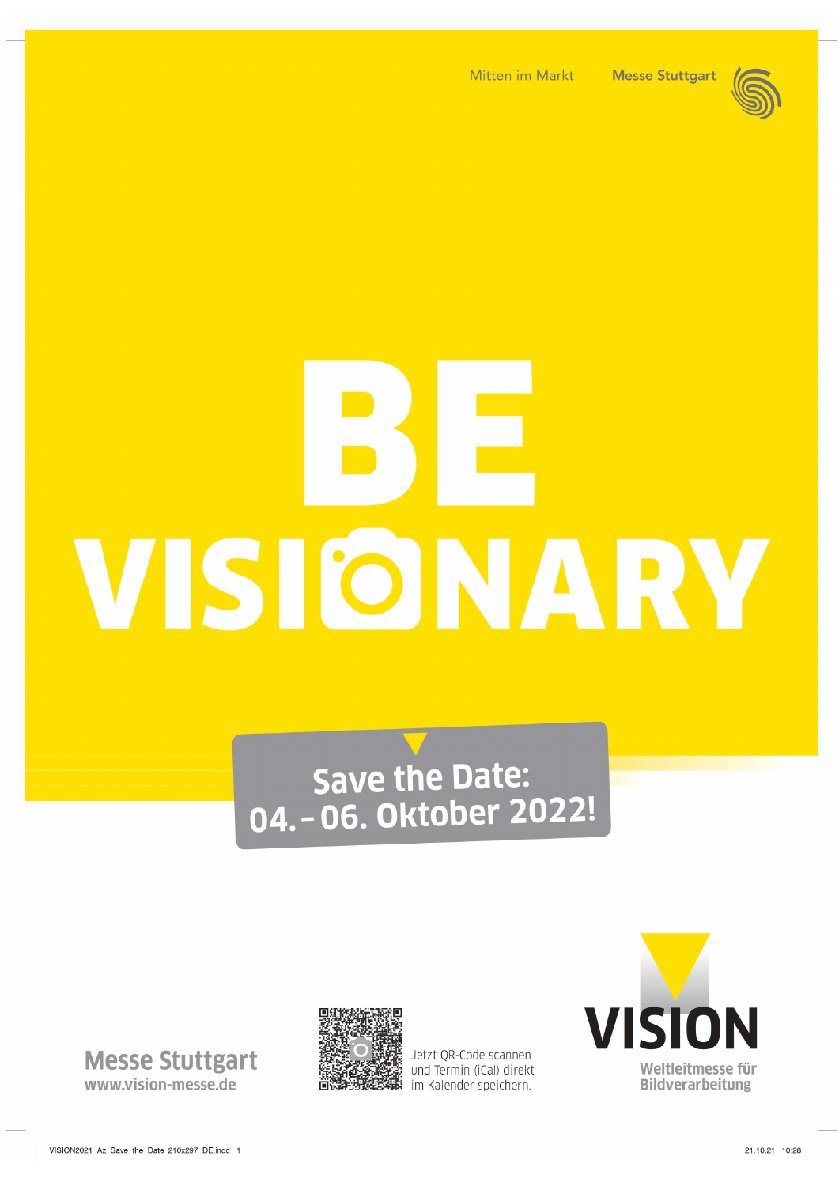Mitten im Markt

Messe Stuttgart

# BE VISIONARY

**Save the Date: 04. – 06. Oktober 2022!**

Messe Stuttgart
www.vision-messe.de

Jetzt QR-Code scannen und Termin (iCal) direkt im Kalender speichern.

VISION
Weltleitmesse für Bildverarbeitung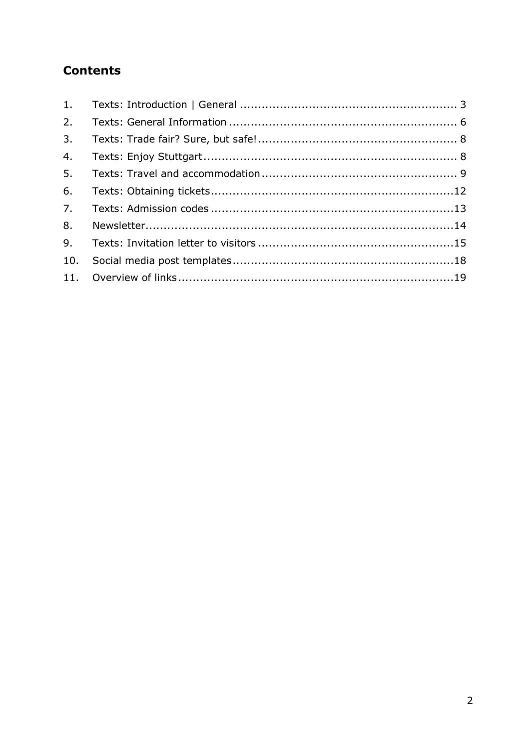## Contents

1. Texts: Introduction | General ........................................................... 3
2. Texts: General Information ............................................................... 6
3. Texts: Trade fair? Sure, but safe! ...................................................... 8
4. Texts: Enjoy Stuttgart ..................................................................... 8
5. Texts: Travel and accommodation ...................................................... 9
6. Texts: Obtaining tickets ................................................................... 12
7. Texts: Admission codes ................................................................... 13
8. Newsletter ..................................................................................... 14
9. Texts: Invitation letter to visitors ...................................................... 15
10. Social media post templates ............................................................. 18
11. Overview of links ............................................................................ 19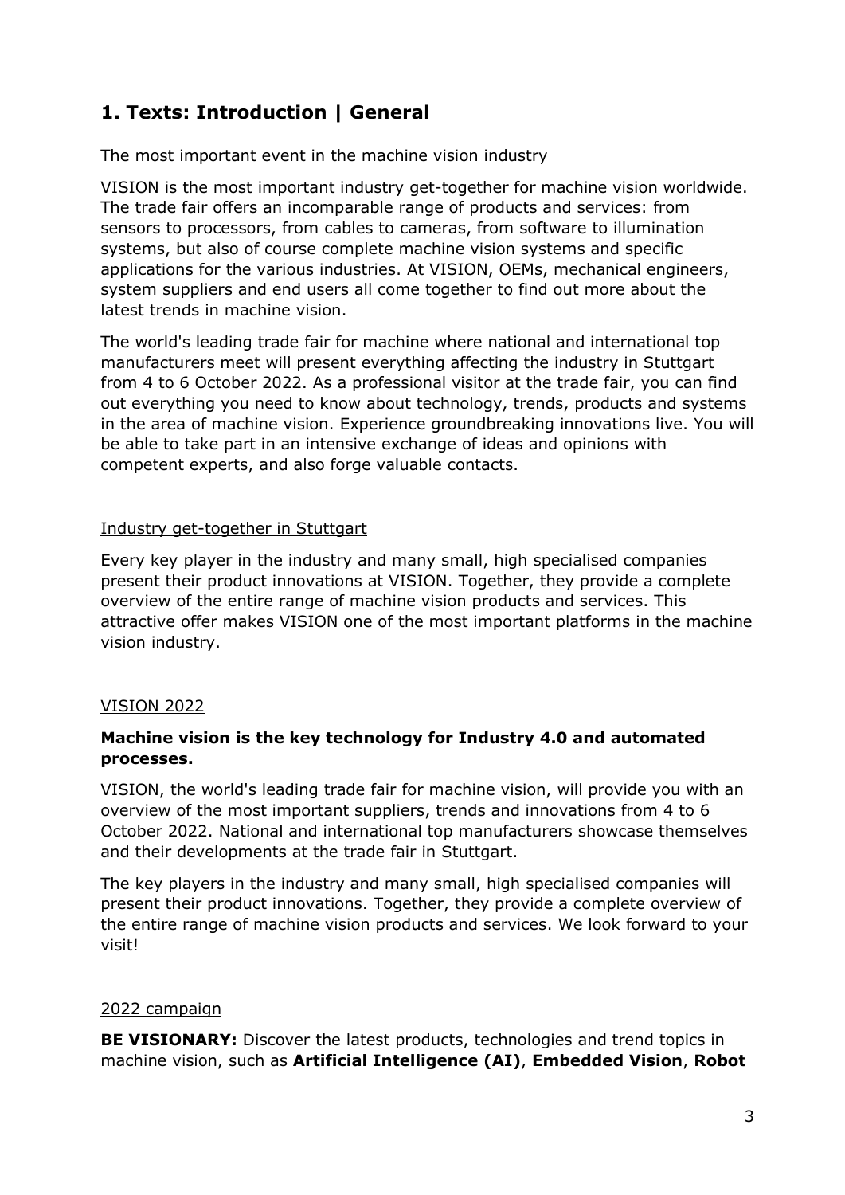# 1. Texts: Introduction | General

The most important event in the machine vision industry

VISION is the most important industry get-together for machine vision worldwide. The trade fair offers an incomparable range of products and services: from sensors to processors, from cables to cameras, from software to illumination systems, but also of course complete machine vision systems and specific applications for the various industries. At VISION, OEMs, mechanical engineers, system suppliers and end users all come together to find out more about the latest trends in machine vision.

The world's leading trade fair for machine where national and international top manufacturers meet will present everything affecting the industry in Stuttgart from 4 to 6 October 2022. As a professional visitor at the trade fair, you can find out everything you need to know about technology, trends, products and systems in the area of machine vision. Experience groundbreaking innovations live. You will be able to take part in an intensive exchange of ideas and opinions with competent experts, and also forge valuable contacts.

Industry get-together in Stuttgart

Every key player in the industry and many small, high specialised companies present their product innovations at VISION. Together, they provide a complete overview of the entire range of machine vision products and services. This attractive offer makes VISION one of the most important platforms in the machine vision industry.

VISION 2022

**Machine vision is the key technology for Industry 4.0 and automated processes.**

VISION, the world's leading trade fair for machine vision, will provide you with an overview of the most important suppliers, trends and innovations from 4 to 6 October 2022. National and international top manufacturers showcase themselves and their developments at the trade fair in Stuttgart.

The key players in the industry and many small, high specialised companies will present their product innovations. Together, they provide a complete overview of the entire range of machine vision products and services. We look forward to your visit!

2022 campaign

**BE VISIONARY:** Discover the latest products, technologies and trend topics in machine vision, such as **Artificial Intelligence (AI)**, **Embedded Vision**, **Robot**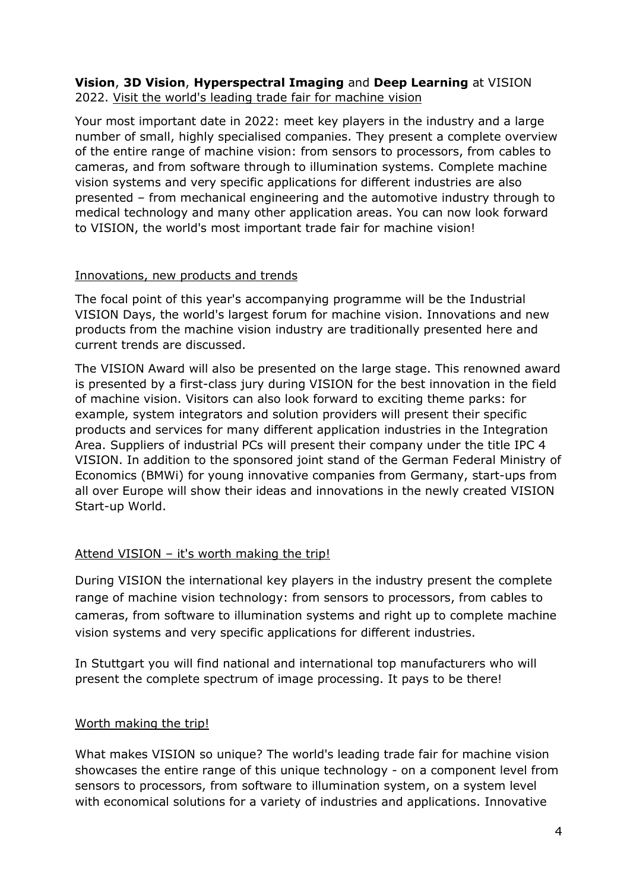**Vision**, **3D Vision**, **Hyperspectral Imaging** and **Deep Learning** at VISION 2022. Visit the world's leading trade fair for machine vision

Your most important date in 2022: meet key players in the industry and a large number of small, highly specialised companies. They present a complete overview of the entire range of machine vision: from sensors to processors, from cables to cameras, and from software through to illumination systems. Complete machine vision systems and very specific applications for different industries are also presented – from mechanical engineering and the automotive industry through to medical technology and many other application areas. You can now look forward to VISION, the world's most important trade fair for machine vision!

## Innovations, new products and trends

The focal point of this year's accompanying programme will be the Industrial VISION Days, the world's largest forum for machine vision. Innovations and new products from the machine vision industry are traditionally presented here and current trends are discussed.

The VISION Award will also be presented on the large stage. This renowned award is presented by a first-class jury during VISION for the best innovation in the field of machine vision. Visitors can also look forward to exciting theme parks: for example, system integrators and solution providers will present their specific products and services for many different application industries in the Integration Area. Suppliers of industrial PCs will present their company under the title IPC 4 VISION. In addition to the sponsored joint stand of the German Federal Ministry of Economics (BMWi) for young innovative companies from Germany, start-ups from all over Europe will show their ideas and innovations in the newly created VISION Start-up World.

## Attend VISION – it's worth making the trip!

During VISION the international key players in the industry present the complete range of machine vision technology: from sensors to processors, from cables to cameras, from software to illumination systems and right up to complete machine vision systems and very specific applications for different industries.

In Stuttgart you will find national and international top manufacturers who will present the complete spectrum of image processing. It pays to be there!

## Worth making the trip!

What makes VISION so unique? The world's leading trade fair for machine vision showcases the entire range of this unique technology - on a component level from sensors to processors, from software to illumination system, on a system level with economical solutions for a variety of industries and applications. Innovative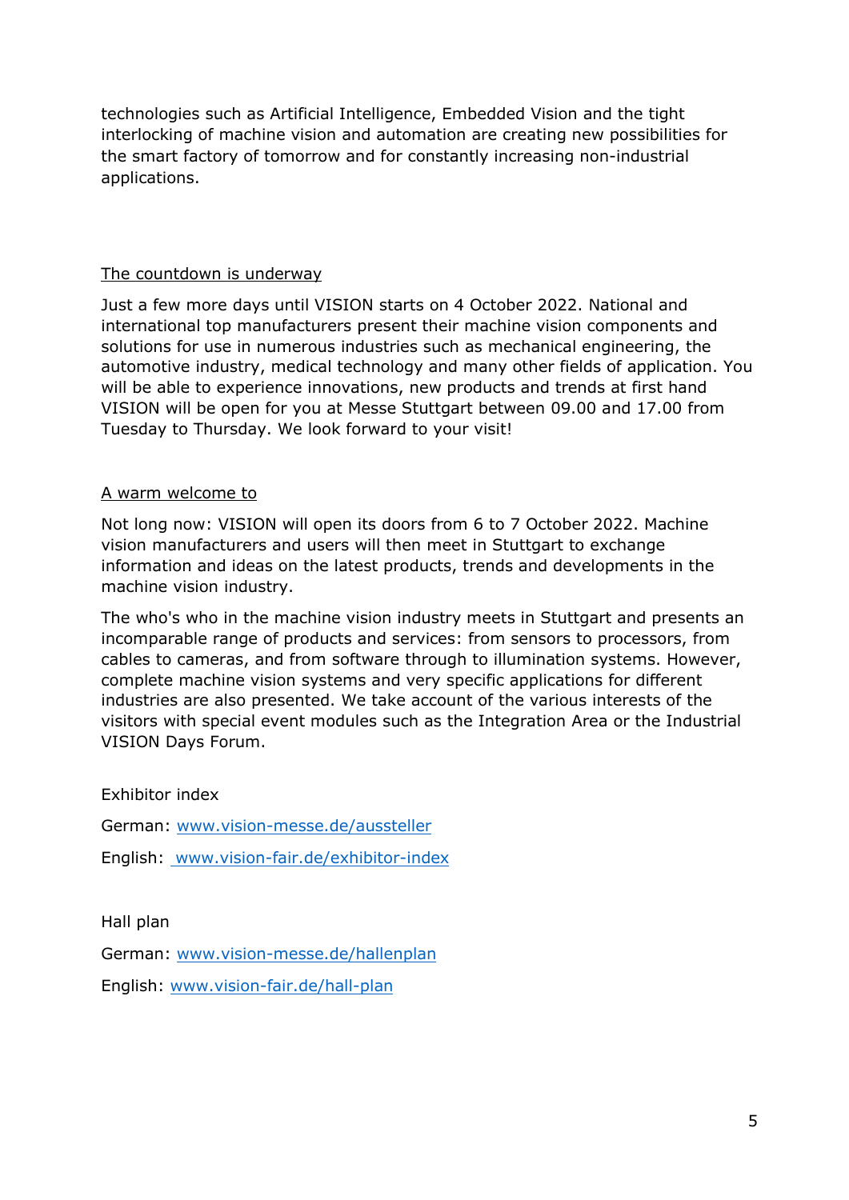technologies such as Artificial Intelligence, Embedded Vision and the tight interlocking of machine vision and automation are creating new possibilities for the smart factory of tomorrow and for constantly increasing non-industrial applications.

<u>The countdown is underway</u>

Just a few more days until VISION starts on 4 October 2022. National and international top manufacturers present their machine vision components and solutions for use in numerous industries such as mechanical engineering, the automotive industry, medical technology and many other fields of application. You will be able to experience innovations, new products and trends at first hand VISION will be open for you at Messe Stuttgart between 09.00 and 17.00 from Tuesday to Thursday. We look forward to your visit!

<u>A warm welcome to</u>

Not long now: VISION will open its doors from 6 to 7 October 2022. Machine vision manufacturers and users will then meet in Stuttgart to exchange information and ideas on the latest products, trends and developments in the machine vision industry.

The who's who in the machine vision industry meets in Stuttgart and presents an incomparable range of products and services: from sensors to processors, from cables to cameras, and from software through to illumination systems. However, complete machine vision systems and very specific applications for different industries are also presented. We take account of the various interests of the visitors with special event modules such as the Integration Area or the Industrial VISION Days Forum.

Exhibitor index

German: [www.vision-messe.de/aussteller](http://www.vision-messe.de/aussteller)

English: [www.vision-fair.de/exhibitor-index](http://www.vision-fair.de/exhibitor-index)

Hall plan

German: [www.vision-messe.de/hallenplan](http://www.vision-messe.de/hallenplan)

English: [www.vision-fair.de/hall-plan](http://www.vision-fair.de/hall-plan)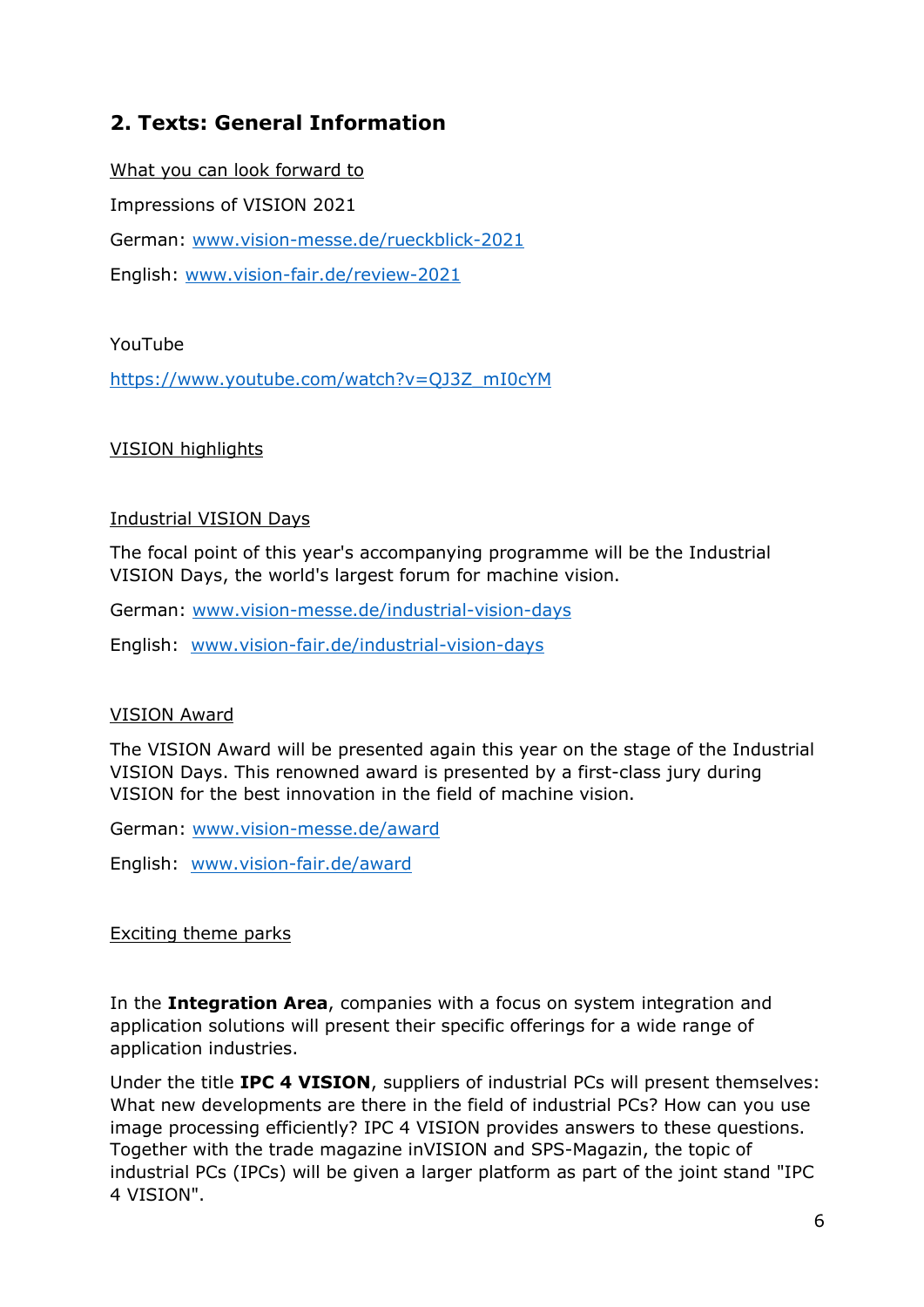## 2. Texts: General Information

What you can look forward to

Impressions of VISION 2021

German: www.vision-messe.de/rueckblick-2021

English: www.vision-fair.de/review-2021

YouTube

https://www.youtube.com/watch?v=QJ3Z_mI0cYM

VISION highlights

Industrial VISION Days

The focal point of this year's accompanying programme will be the Industrial VISION Days, the world's largest forum for machine vision.

German: www.vision-messe.de/industrial-vision-days

English: www.vision-fair.de/industrial-vision-days

VISION Award

The VISION Award will be presented again this year on the stage of the Industrial VISION Days. This renowned award is presented by a first-class jury during VISION for the best innovation in the field of machine vision.

German: www.vision-messe.de/award

English: www.vision-fair.de/award

Exciting theme parks

In the **Integration Area**, companies with a focus on system integration and application solutions will present their specific offerings for a wide range of application industries.

Under the title **IPC 4 VISION**, suppliers of industrial PCs will present themselves: What new developments are there in the field of industrial PCs? How can you use image processing efficiently? IPC 4 VISION provides answers to these questions. Together with the trade magazine inVISION and SPS-Magazin, the topic of industrial PCs (IPCs) will be given a larger platform as part of the joint stand "IPC 4 VISION".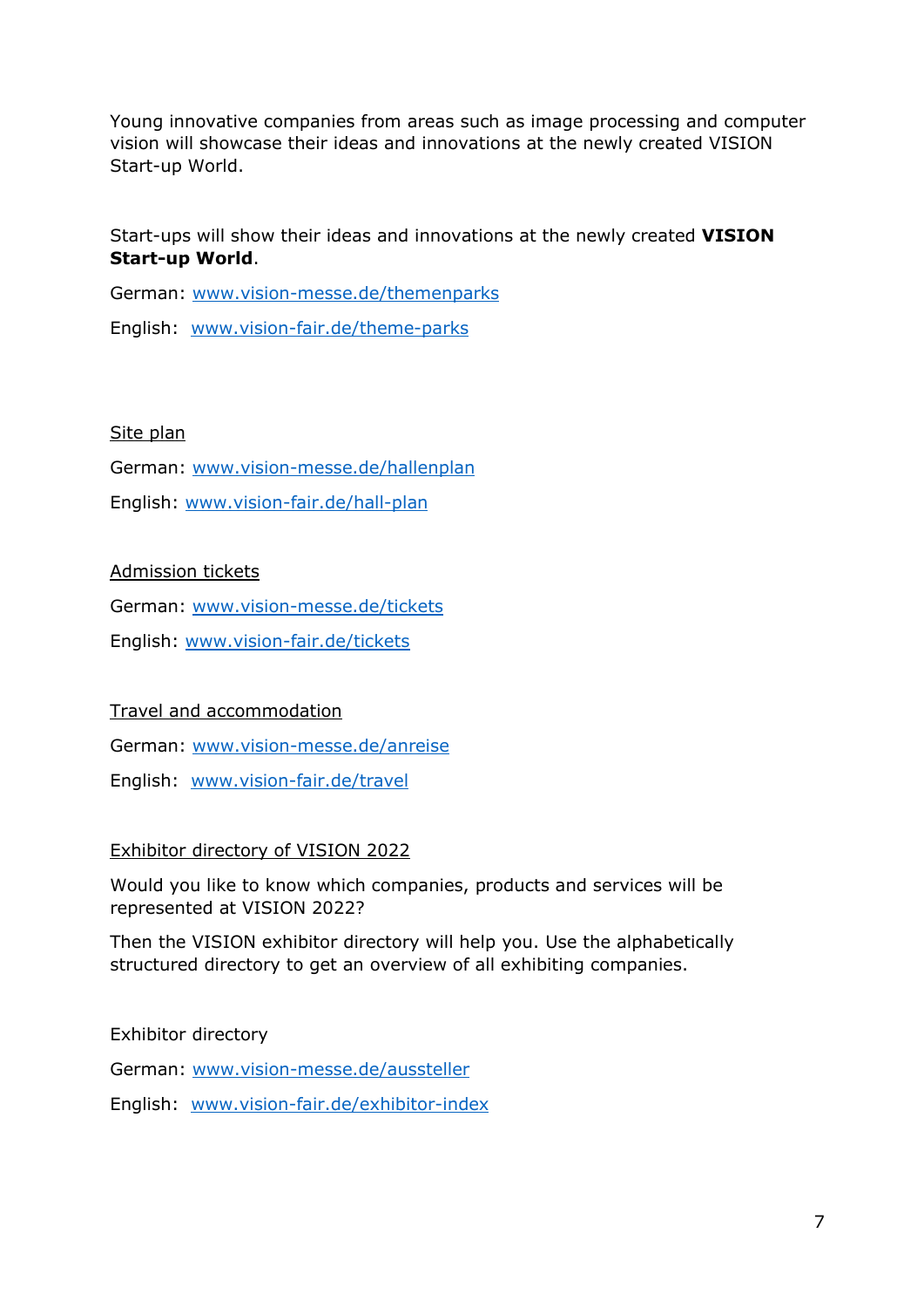Young innovative companies from areas such as image processing and computer vision will showcase their ideas and innovations at the newly created VISION Start-up World.

Start-ups will show their ideas and innovations at the newly created **VISION Start-up World**.

German: www.vision-messe.de/themenparks

English: www.vision-fair.de/theme-parks

Site plan

German: www.vision-messe.de/hallenplan

English: www.vision-fair.de/hall-plan

Admission tickets

German: www.vision-messe.de/tickets

English: www.vision-fair.de/tickets

Travel and accommodation

German: www.vision-messe.de/anreise

English: www.vision-fair.de/travel

Exhibitor directory of VISION 2022

Would you like to know which companies, products and services will be represented at VISION 2022?

Then the VISION exhibitor directory will help you. Use the alphabetically structured directory to get an overview of all exhibiting companies.

Exhibitor directory

German: www.vision-messe.de/aussteller

English: www.vision-fair.de/exhibitor-index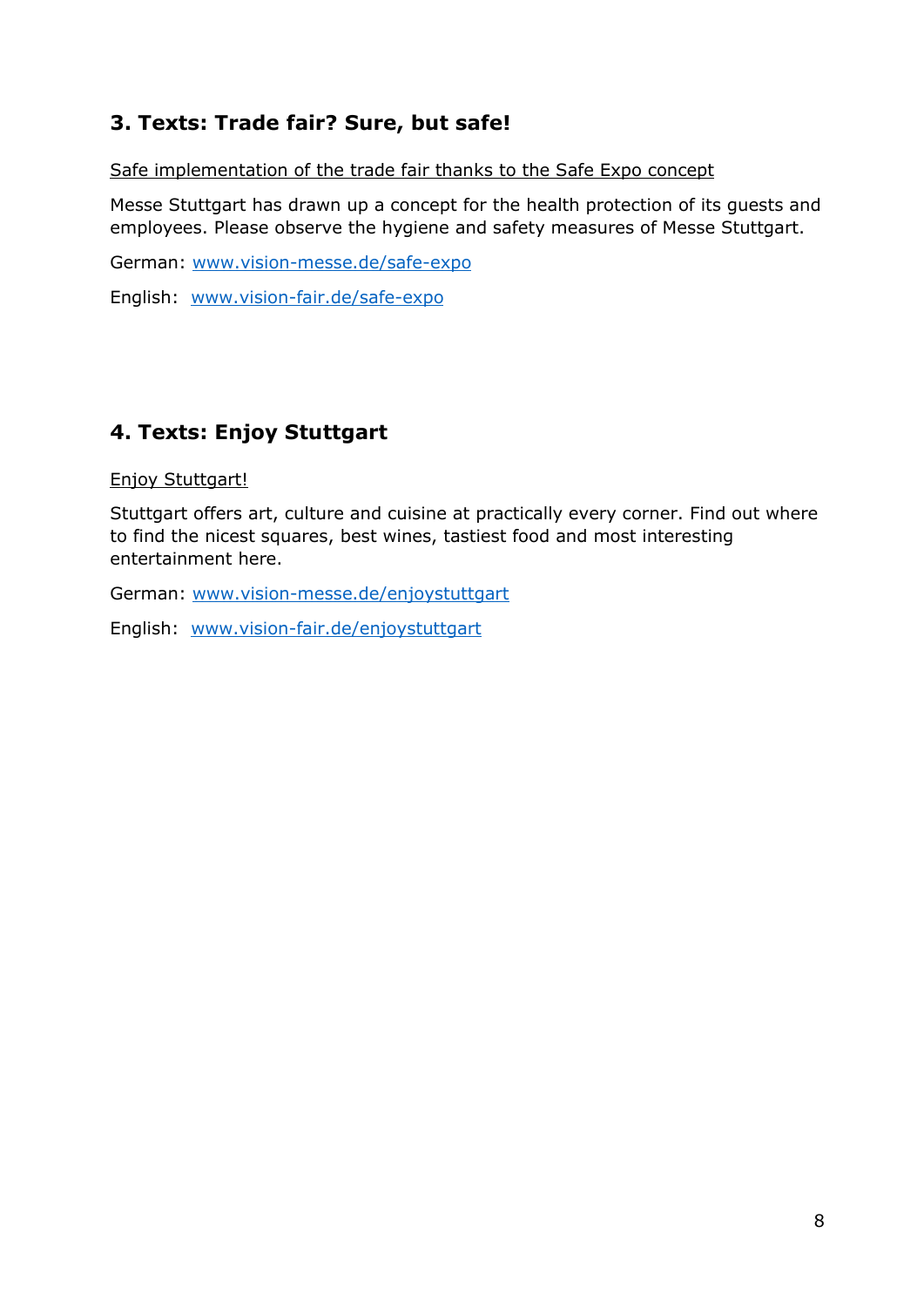## 3. Texts: Trade fair? Sure, but safe!

Safe implementation of the trade fair thanks to the Safe Expo concept

Messe Stuttgart has drawn up a concept for the health protection of its guests and employees. Please observe the hygiene and safety measures of Messe Stuttgart.

German: www.vision-messe.de/safe-expo

English: www.vision-fair.de/safe-expo

## 4. Texts: Enjoy Stuttgart

Enjoy Stuttgart!

Stuttgart offers art, culture and cuisine at practically every corner. Find out where to find the nicest squares, best wines, tastiest food and most interesting entertainment here.

German: www.vision-messe.de/enjoystuttgart

English: www.vision-fair.de/enjoystuttgart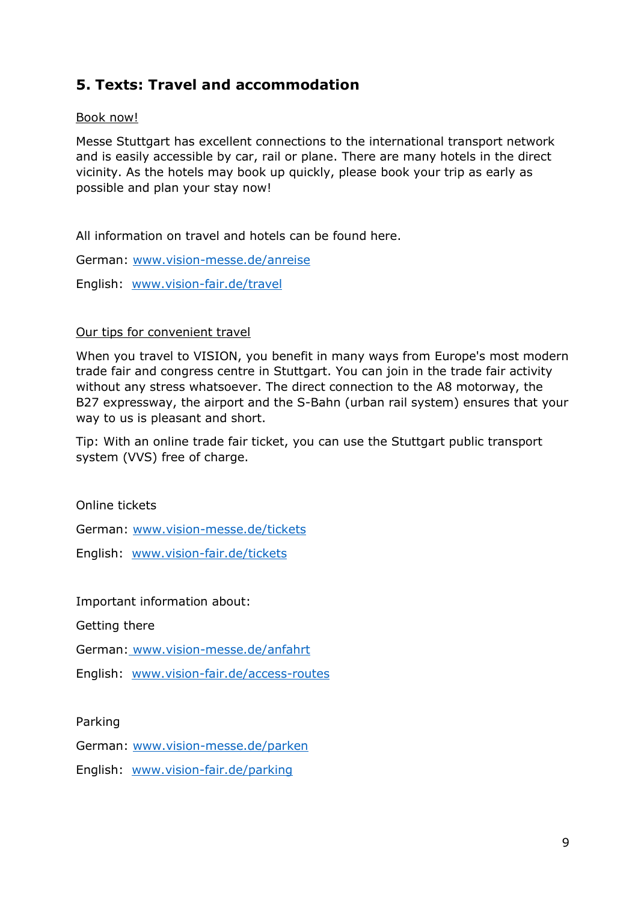## 5. Texts: Travel and accommodation

Book now!

Messe Stuttgart has excellent connections to the international transport network and is easily accessible by car, rail or plane. There are many hotels in the direct vicinity. As the hotels may book up quickly, please book your trip as early as possible and plan your stay now!

All information on travel and hotels can be found here.

German: www.vision-messe.de/anreise

English: www.vision-fair.de/travel

Our tips for convenient travel

When you travel to VISION, you benefit in many ways from Europe's most modern trade fair and congress centre in Stuttgart. You can join in the trade fair activity without any stress whatsoever. The direct connection to the A8 motorway, the B27 expressway, the airport and the S-Bahn (urban rail system) ensures that your way to us is pleasant and short.

Tip: With an online trade fair ticket, you can use the Stuttgart public transport system (VVS) free of charge.

Online tickets

German: www.vision-messe.de/tickets

English: www.vision-fair.de/tickets

Important information about:

Getting there

German: www.vision-messe.de/anfahrt

English: www.vision-fair.de/access-routes

Parking

German: www.vision-messe.de/parken

English: www.vision-fair.de/parking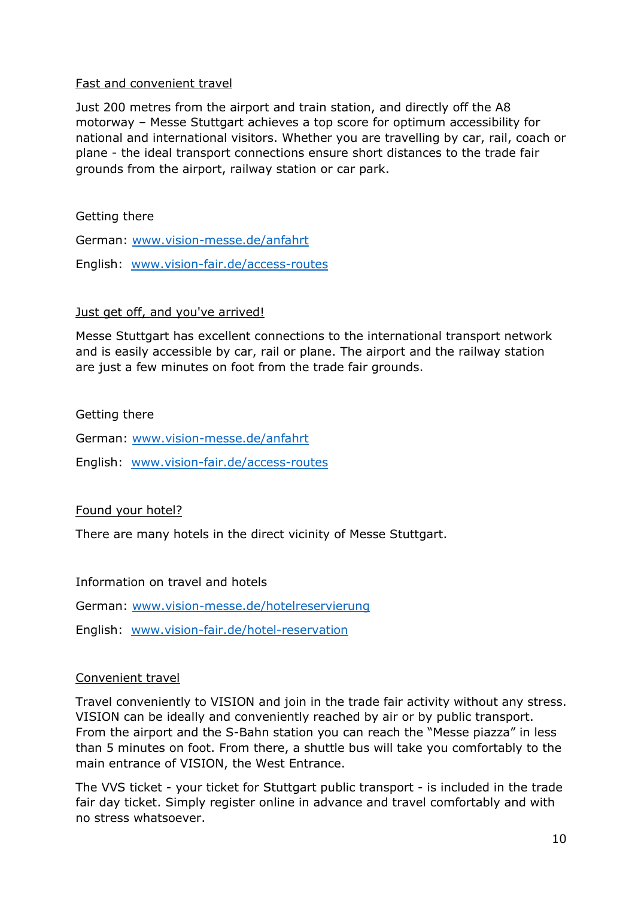## Fast and convenient travel

Just 200 metres from the airport and train station, and directly off the A8 motorway – Messe Stuttgart achieves a top score for optimum accessibility for national and international visitors. Whether you are travelling by car, rail, coach or plane - the ideal transport connections ensure short distances to the trade fair grounds from the airport, railway station or car park.

Getting there

German: [www.vision-messe.de/anfahrt](http://www.vision-messe.de/anfahrt)

English: [www.vision-fair.de/access-routes](http://www.vision-fair.de/access-routes)

## Just get off, and you've arrived!

Messe Stuttgart has excellent connections to the international transport network and is easily accessible by car, rail or plane. The airport and the railway station are just a few minutes on foot from the trade fair grounds.

Getting there

German: [www.vision-messe.de/anfahrt](http://www.vision-messe.de/anfahrt)

English: [www.vision-fair.de/access-routes](http://www.vision-fair.de/access-routes)

## Found your hotel?

There are many hotels in the direct vicinity of Messe Stuttgart.

Information on travel and hotels

German: [www.vision-messe.de/hotelreservierung](http://www.vision-messe.de/hotelreservierung)

English: [www.vision-fair.de/hotel-reservation](http://www.vision-fair.de/hotel-reservation)

## Convenient travel

Travel conveniently to VISION and join in the trade fair activity without any stress. VISION can be ideally and conveniently reached by air or by public transport. From the airport and the S-Bahn station you can reach the "Messe piazza" in less than 5 minutes on foot. From there, a shuttle bus will take you comfortably to the main entrance of VISION, the West Entrance.

The VVS ticket - your ticket for Stuttgart public transport - is included in the trade fair day ticket. Simply register online in advance and travel comfortably and with no stress whatsoever.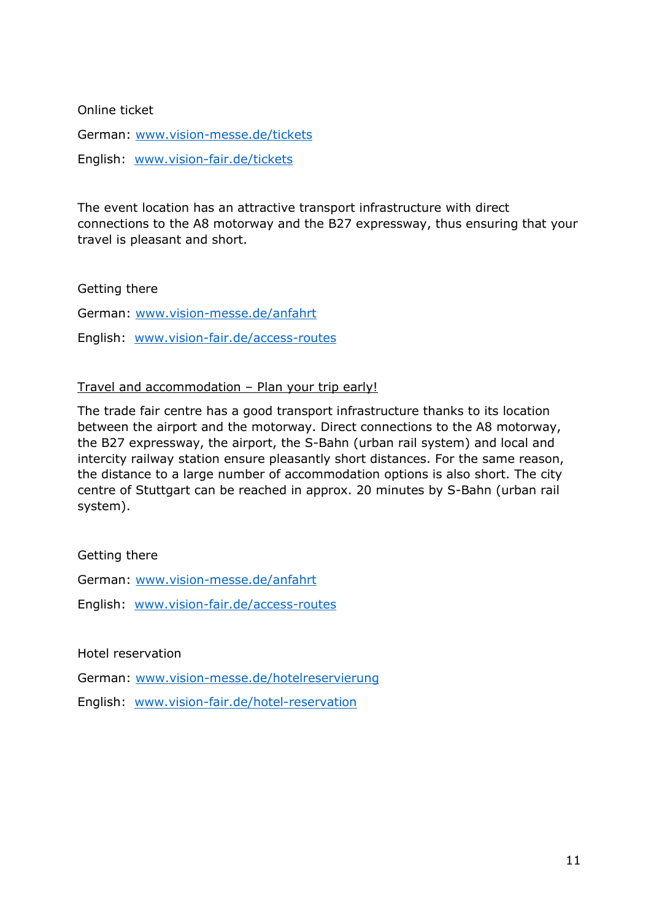Online ticket

German: www.vision-messe.de/tickets

English: www.vision-fair.de/tickets

The event location has an attractive transport infrastructure with direct connections to the A8 motorway and the B27 expressway, thus ensuring that your travel is pleasant and short.

Getting there

German: www.vision-messe.de/anfahrt

English: www.vision-fair.de/access-routes

Travel and accommodation – Plan your trip early!

The trade fair centre has a good transport infrastructure thanks to its location between the airport and the motorway. Direct connections to the A8 motorway, the B27 expressway, the airport, the S-Bahn (urban rail system) and local and intercity railway station ensure pleasantly short distances. For the same reason, the distance to a large number of accommodation options is also short. The city centre of Stuttgart can be reached in approx. 20 minutes by S-Bahn (urban rail system).

Getting there

German: www.vision-messe.de/anfahrt

English: www.vision-fair.de/access-routes

Hotel reservation

German: www.vision-messe.de/hotelreservierung

English: www.vision-fair.de/hotel-reservation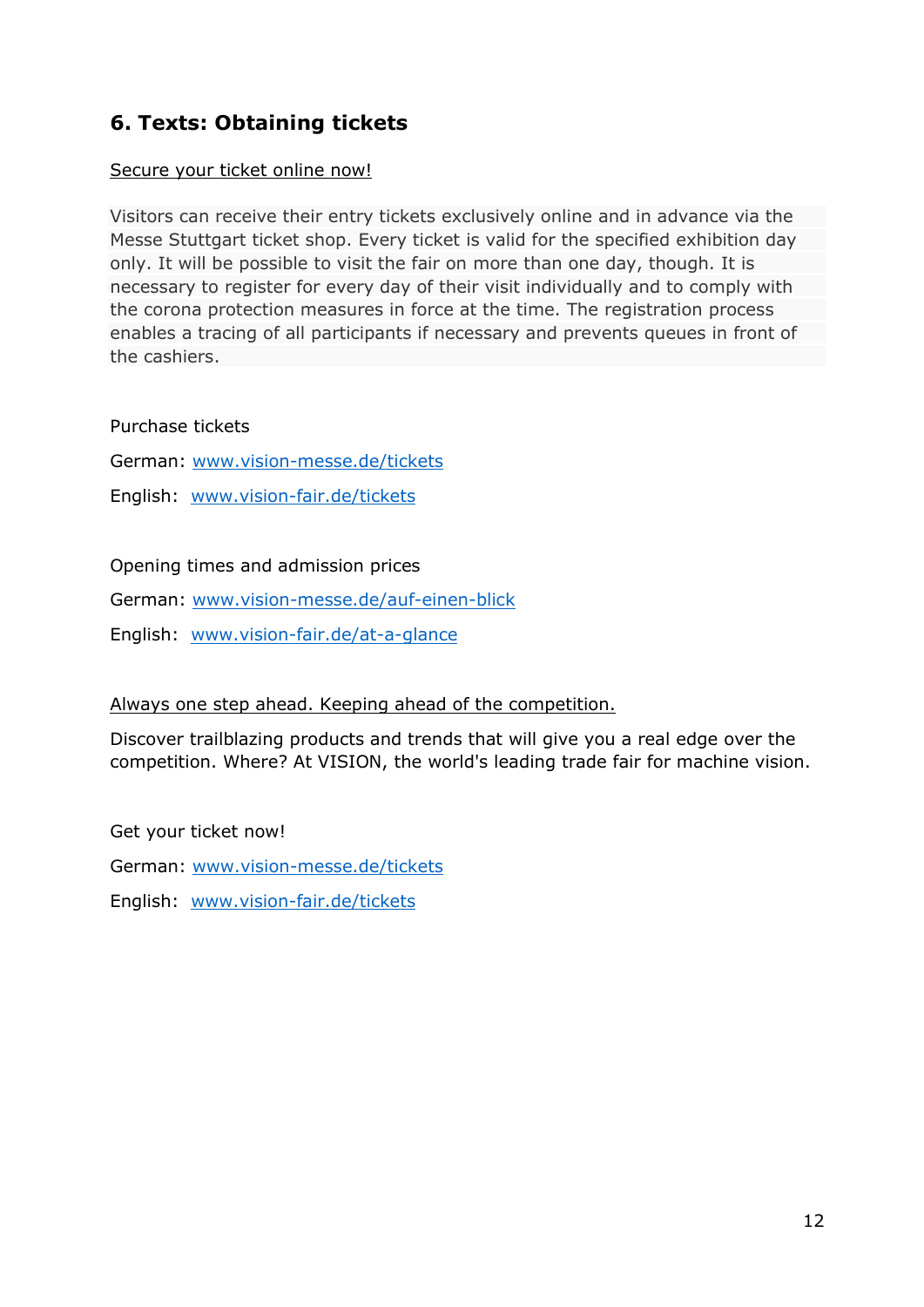## 6. Texts: Obtaining tickets

Secure your ticket online now!

Visitors can receive their entry tickets exclusively online and in advance via the Messe Stuttgart ticket shop. Every ticket is valid for the specified exhibition day only. It will be possible to visit the fair on more than one day, though. It is necessary to register for every day of their visit individually and to comply with the corona protection measures in force at the time. The registration process enables a tracing of all participants if necessary and prevents queues in front of the cashiers.

Purchase tickets

German: www.vision-messe.de/tickets

English: www.vision-fair.de/tickets

Opening times and admission prices

German: www.vision-messe.de/auf-einen-blick

English: www.vision-fair.de/at-a-glance

Always one step ahead. Keeping ahead of the competition.

Discover trailblazing products and trends that will give you a real edge over the competition. Where? At VISION, the world's leading trade fair for machine vision.

Get your ticket now!

German: www.vision-messe.de/tickets

English: www.vision-fair.de/tickets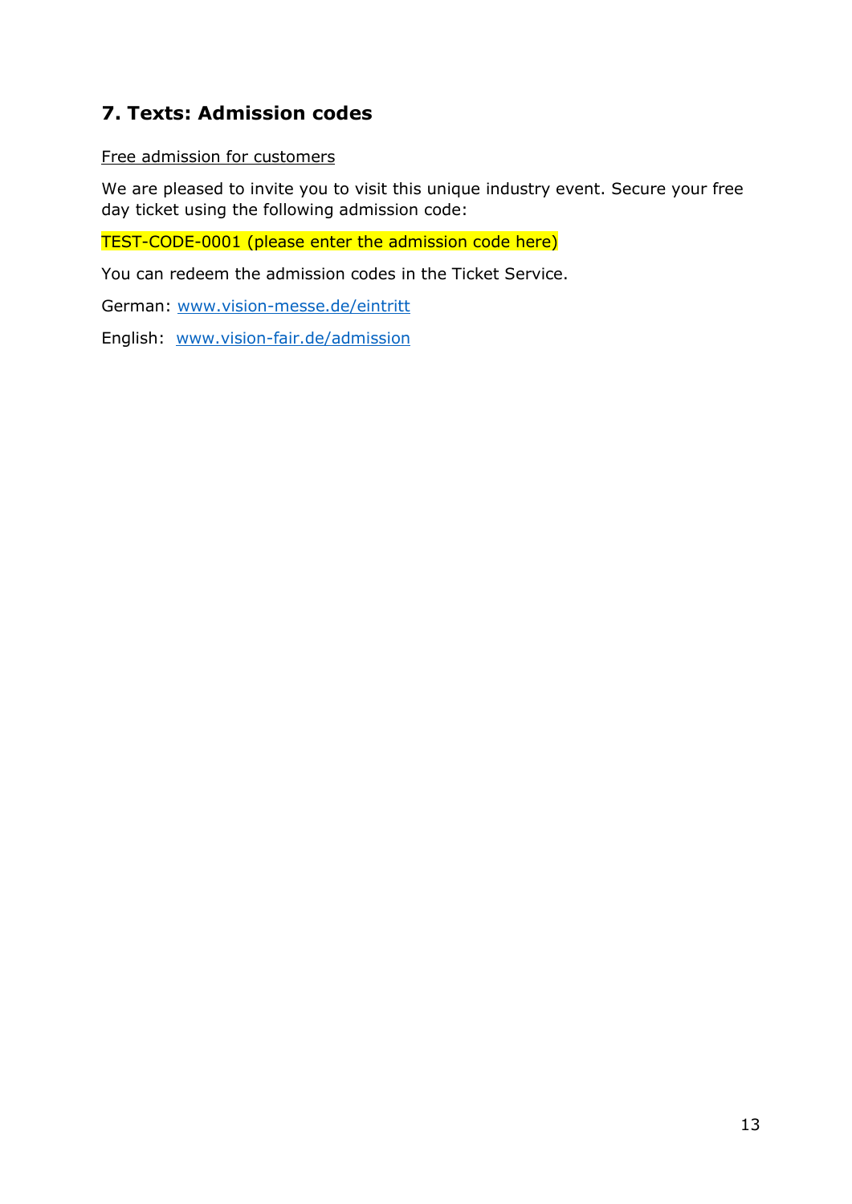## 7. Texts: Admission codes

Free admission for customers

We are pleased to invite you to visit this unique industry event. Secure your free day ticket using the following admission code:

TEST-CODE-0001 (please enter the admission code here)

You can redeem the admission codes in the Ticket Service.

German: www.vision-messe.de/eintritt

English: www.vision-fair.de/admission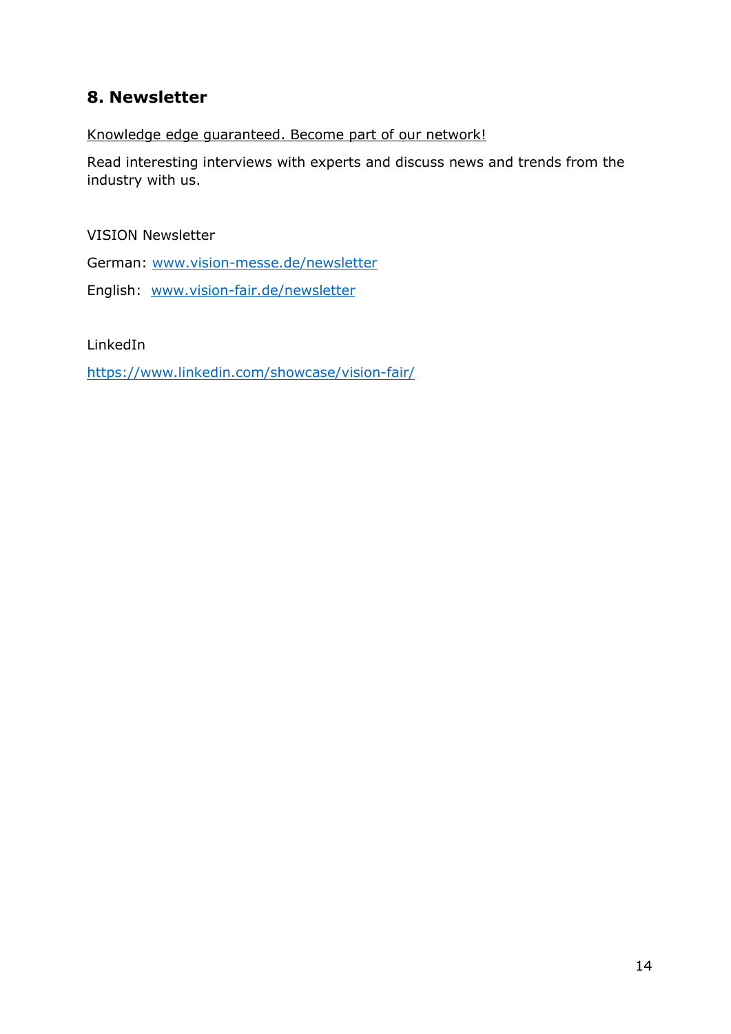## 8. Newsletter

Knowledge edge guaranteed. Become part of our network!

Read interesting interviews with experts and discuss news and trends from the industry with us.

VISION Newsletter

German: [www.vision-messe.de/newsletter](www.vision-messe.de/newsletter)

English: [www.vision-fair.de/newsletter](www.vision-fair.de/newsletter)

LinkedIn

[https://www.linkedin.com/showcase/vision-fair/](https://www.linkedin.com/showcase/vision-fair/)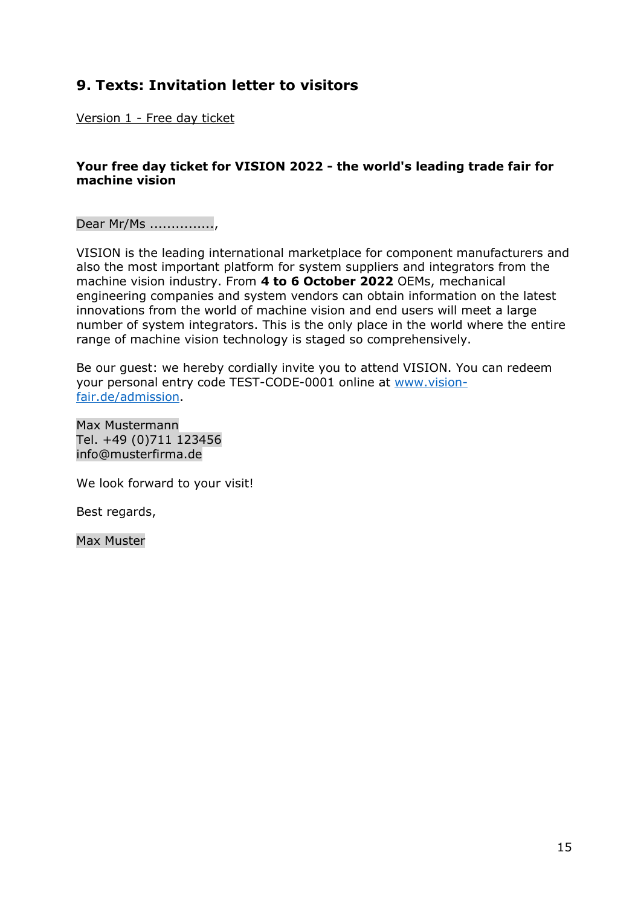## 9. Texts: Invitation letter to visitors

Version 1 - Free day ticket

**Your free day ticket for VISION 2022 - the world's leading trade fair for machine vision**

Dear Mr/Ms ...............,

VISION is the leading international marketplace for component manufacturers and also the most important platform for system suppliers and integrators from the machine vision industry. From **4 to 6 October 2022** OEMs, mechanical engineering companies and system vendors can obtain information on the latest innovations from the world of machine vision and end users will meet a large number of system integrators. This is the only place in the world where the entire range of machine vision technology is staged so comprehensively.

Be our guest: we hereby cordially invite you to attend VISION. You can redeem your personal entry code TEST-CODE-0001 online at [www.vision-fair.de/admission](www.vision-fair.de/admission).

Max Mustermann
Tel. +49 (0)711 123456
info@musterfirma.de

We look forward to your visit!

Best regards,

Max Muster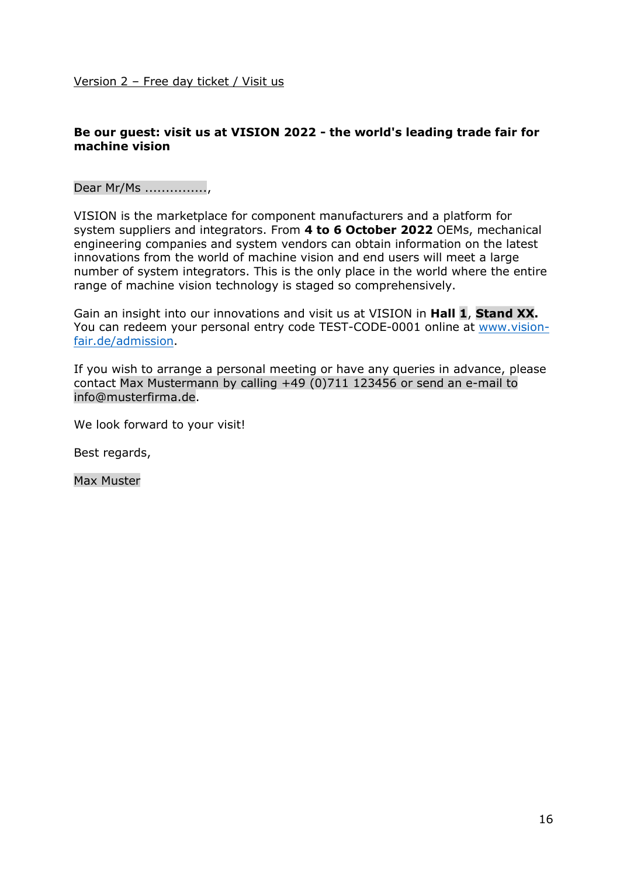Version 2 – Free day ticket / Visit us

**Be our guest: visit us at VISION 2022 - the world's leading trade fair for machine vision**

Dear Mr/Ms ...............,

VISION is the marketplace for component manufacturers and a platform for system suppliers and integrators. From **4 to 6 October 2022** OEMs, mechanical engineering companies and system vendors can obtain information on the latest innovations from the world of machine vision and end users will meet a large number of system integrators. This is the only place in the world where the entire range of machine vision technology is staged so comprehensively.

Gain an insight into our innovations and visit us at VISION in **Hall 1**, **Stand XX.** You can redeem your personal entry code TEST-CODE-0001 online at [www.vision-fair.de/admission](http://www.vision-fair.de/admission).

If you wish to arrange a personal meeting or have any queries in advance, please contact Max Mustermann by calling +49 (0)711 123456 or send an e-mail to info@musterfirma.de.

We look forward to your visit!

Best regards,

Max Muster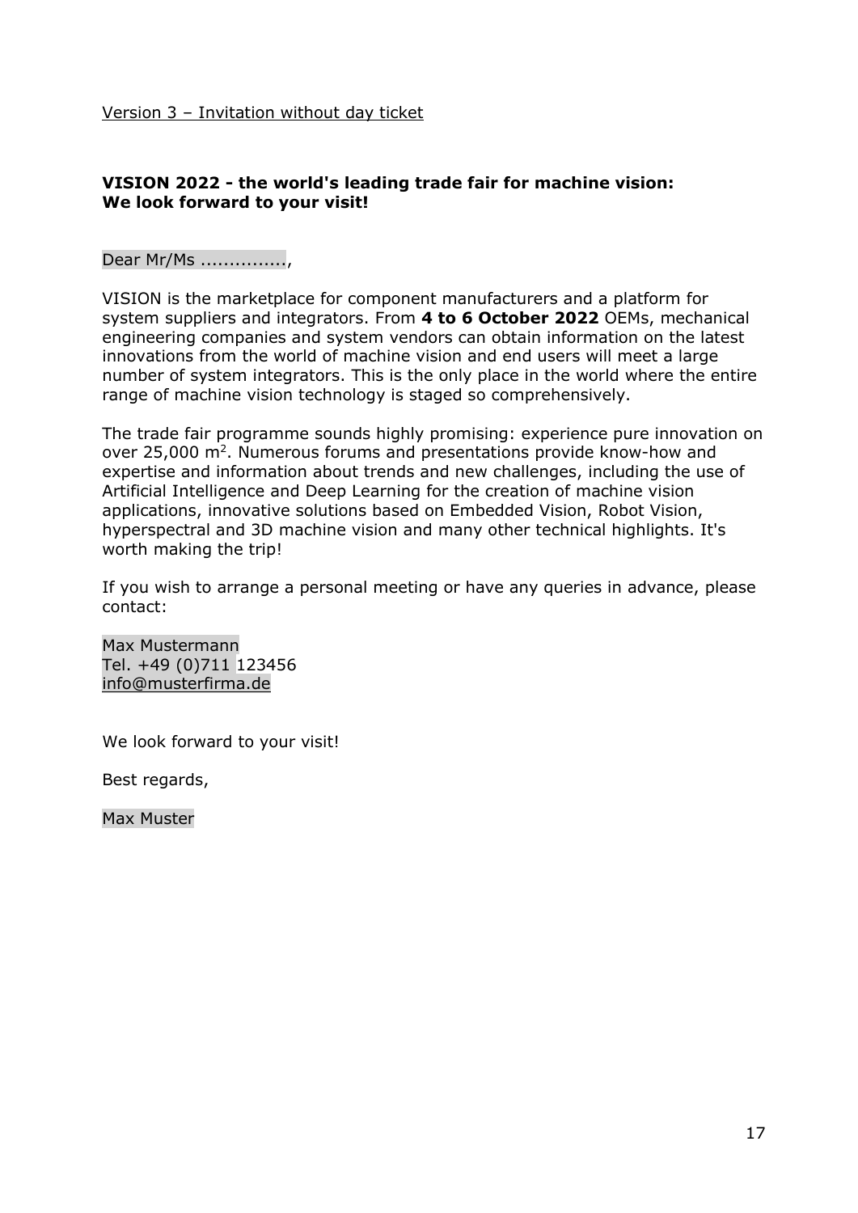Version 3 – Invitation without day ticket

**VISION 2022 - the world's leading trade fair for machine vision:**
**We look forward to your visit!**

Dear Mr/Ms ...............,

VISION is the marketplace for component manufacturers and a platform for system suppliers and integrators. From **4 to 6 October 2022** OEMs, mechanical engineering companies and system vendors can obtain information on the latest innovations from the world of machine vision and end users will meet a large number of system integrators. This is the only place in the world where the entire range of machine vision technology is staged so comprehensively.

The trade fair programme sounds highly promising: experience pure innovation on over 25,000 $m^2$. Numerous forums and presentations provide know-how and expertise and information about trends and new challenges, including the use of Artificial Intelligence and Deep Learning for the creation of machine vision applications, innovative solutions based on Embedded Vision, Robot Vision, hyperspectral and 3D machine vision and many other technical highlights. It's worth making the trip!

If you wish to arrange a personal meeting or have any queries in advance, please contact:

Max Mustermann
Tel. +49 (0)711 123456
info@musterfirma.de

We look forward to your visit!

Best regards,

Max Muster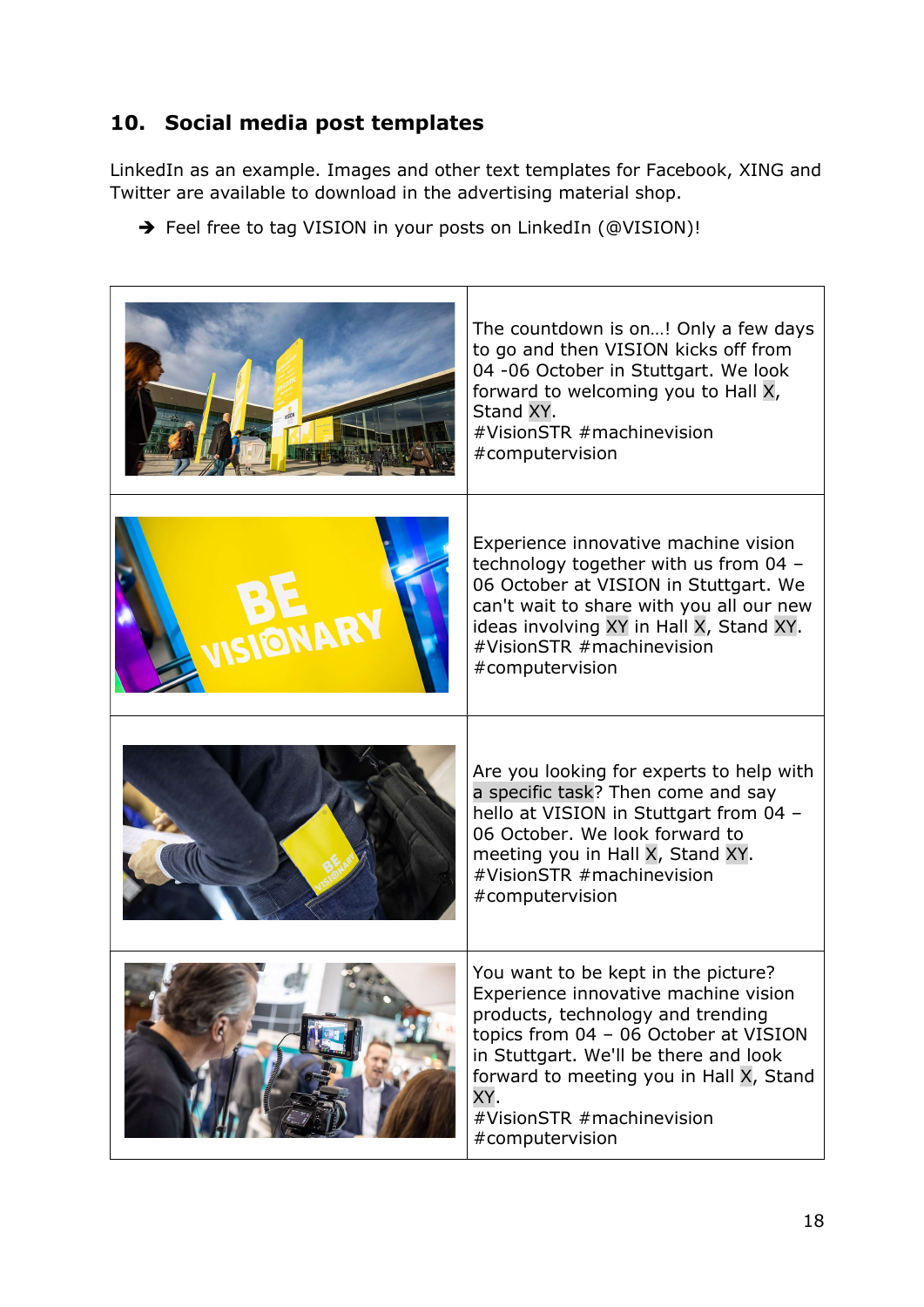## 10. Social media post templates

LinkedIn as an example. Images and other text templates for Facebook, XING and Twitter are available to download in the advertising material shop.

→ Feel free to tag VISION in your posts on LinkedIn (@VISION)!

| | |
|---|---|
| | The countdown is on…! Only a few days to go and then VISION kicks off from 04 -06 October in Stuttgart. We look forward to welcoming you to Hall X, Stand XY. #VisionSTR #machinevision #computervision |
| | Experience innovative machine vision technology together with us from 04 – 06 October at VISION in Stuttgart. We can't wait to share with you all our new ideas involving XY in Hall X, Stand XY. #VisionSTR #machinevision #computervision |
| | Are you looking for experts to help with a specific task? Then come and say hello at VISION in Stuttgart from 04 – 06 October. We look forward to meeting you in Hall X, Stand XY. #VisionSTR #machinevision #computervision |
| | You want to be kept in the picture? Experience innovative machine vision products, technology and trending topics from 04 – 06 October at VISION in Stuttgart. We'll be there and look forward to meeting you in Hall X, Stand XY. #VisionSTR #machinevision #computervision |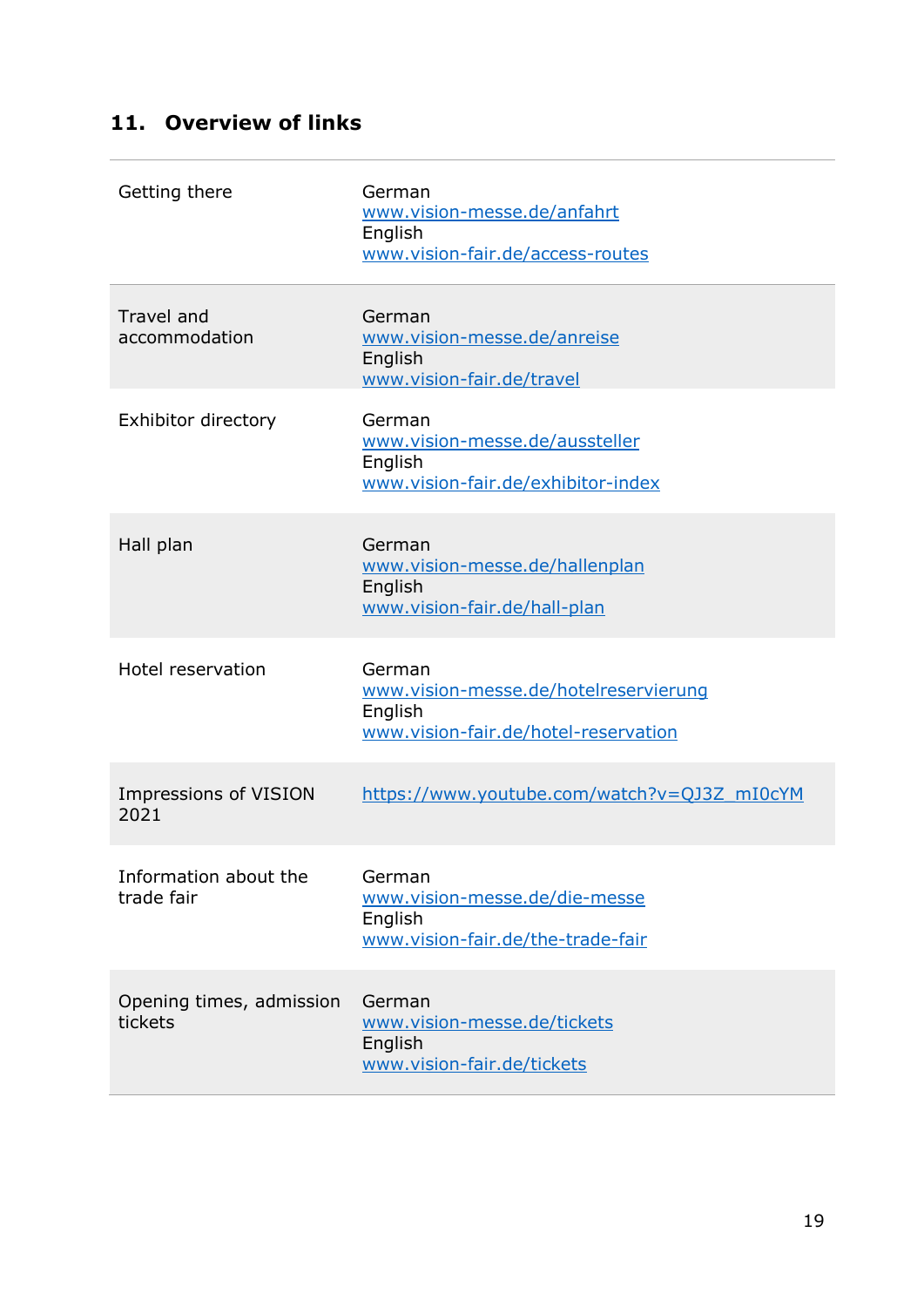## 11. Overview of links

| | |
|---|---|
| Getting there | German<br>www.vision-messe.de/anfahrt<br>English<br>www.vision-fair.de/access-routes |
| Travel and accommodation | German<br>www.vision-messe.de/anreise<br>English<br>www.vision-fair.de/travel |
| Exhibitor directory | German<br>www.vision-messe.de/aussteller<br>English<br>www.vision-fair.de/exhibitor-index |
| Hall plan | German<br>www.vision-messe.de/hallenplan<br>English<br>www.vision-fair.de/hall-plan |
| Hotel reservation | German<br>www.vision-messe.de/hotelreservierung<br>English<br>www.vision-fair.de/hotel-reservation |
| Impressions of VISION 2021 | https://www.youtube.com/watch?v=QJ3Z_mI0cYM |
| Information about the trade fair | German<br>www.vision-messe.de/die-messe<br>English<br>www.vision-fair.de/the-trade-fair |
| Opening times, admission tickets | German<br>www.vision-messe.de/tickets<br>English<br>www.vision-fair.de/tickets |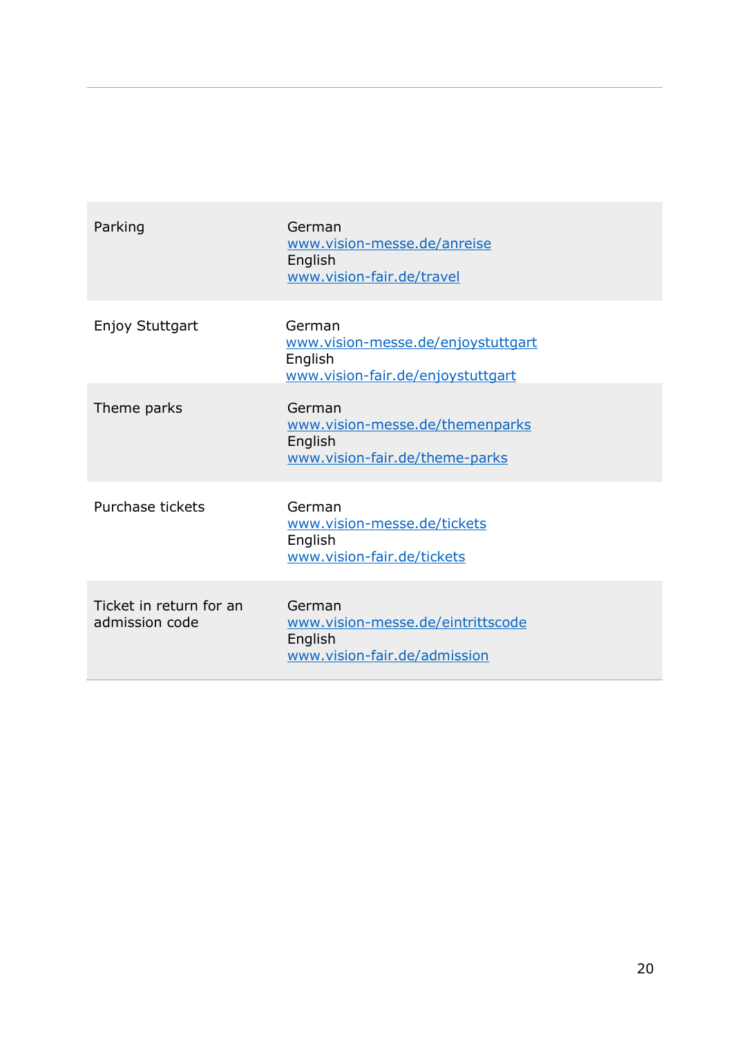| | |
|---|---|
| Parking | German<br>www.vision-messe.de/anreise<br>English<br>www.vision-fair.de/travel |
| Enjoy Stuttgart | German<br>www.vision-messe.de/enjoystuttgart<br>English<br>www.vision-fair.de/enjoystuttgart |
| Theme parks | German<br>www.vision-messe.de/themenparks<br>English<br>www.vision-fair.de/theme-parks |
| Purchase tickets | German<br>www.vision-messe.de/tickets<br>English<br>www.vision-fair.de/tickets |
| Ticket in return for an admission code | German<br>www.vision-messe.de/eintrittscode<br>English<br>www.vision-fair.de/admission |